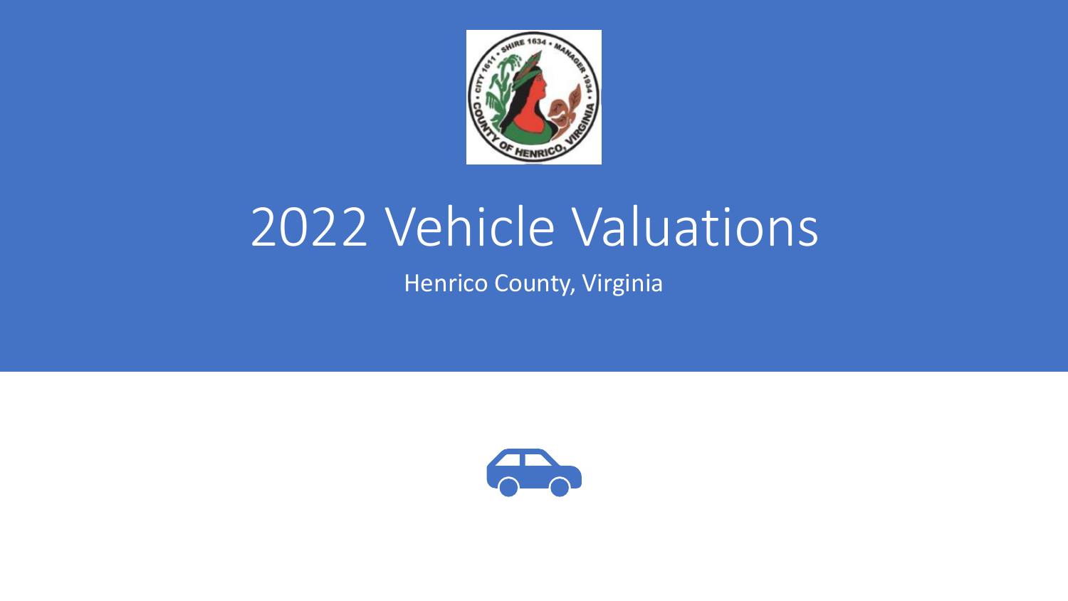# 2022 Vehicle Valuations

Henrico County, Virginia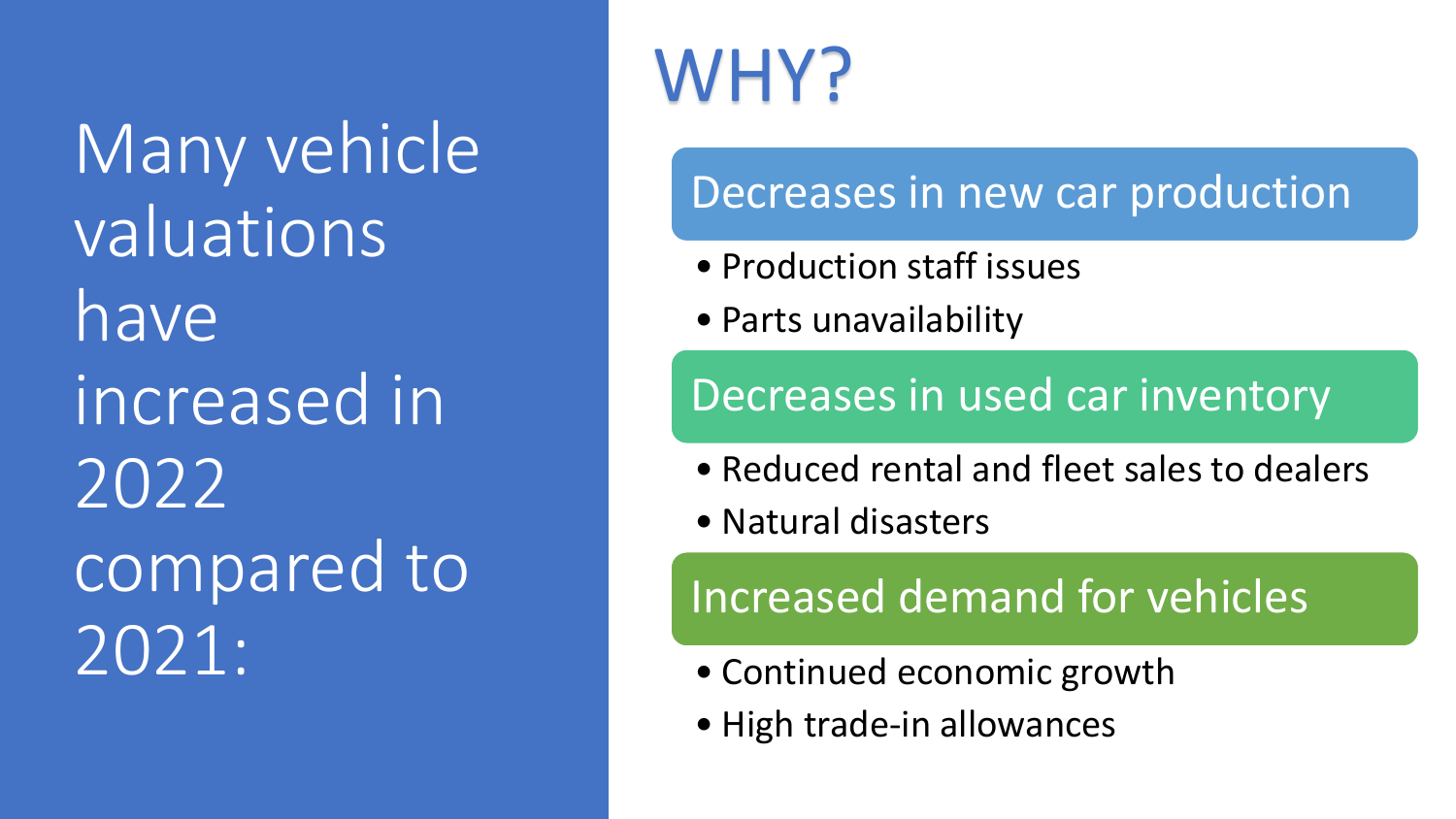# Many vehicle valuations have increased in 2022 compared to 2021:

## WHY?

### Decreases in new car production

- Production staff issues
- Parts unavailability

### Decreases in used car inventory

- Reduced rental and fleet sales to dealers
- Natural disasters

### Increased demand for vehicles

- Continued economic growth
- High trade-in allowances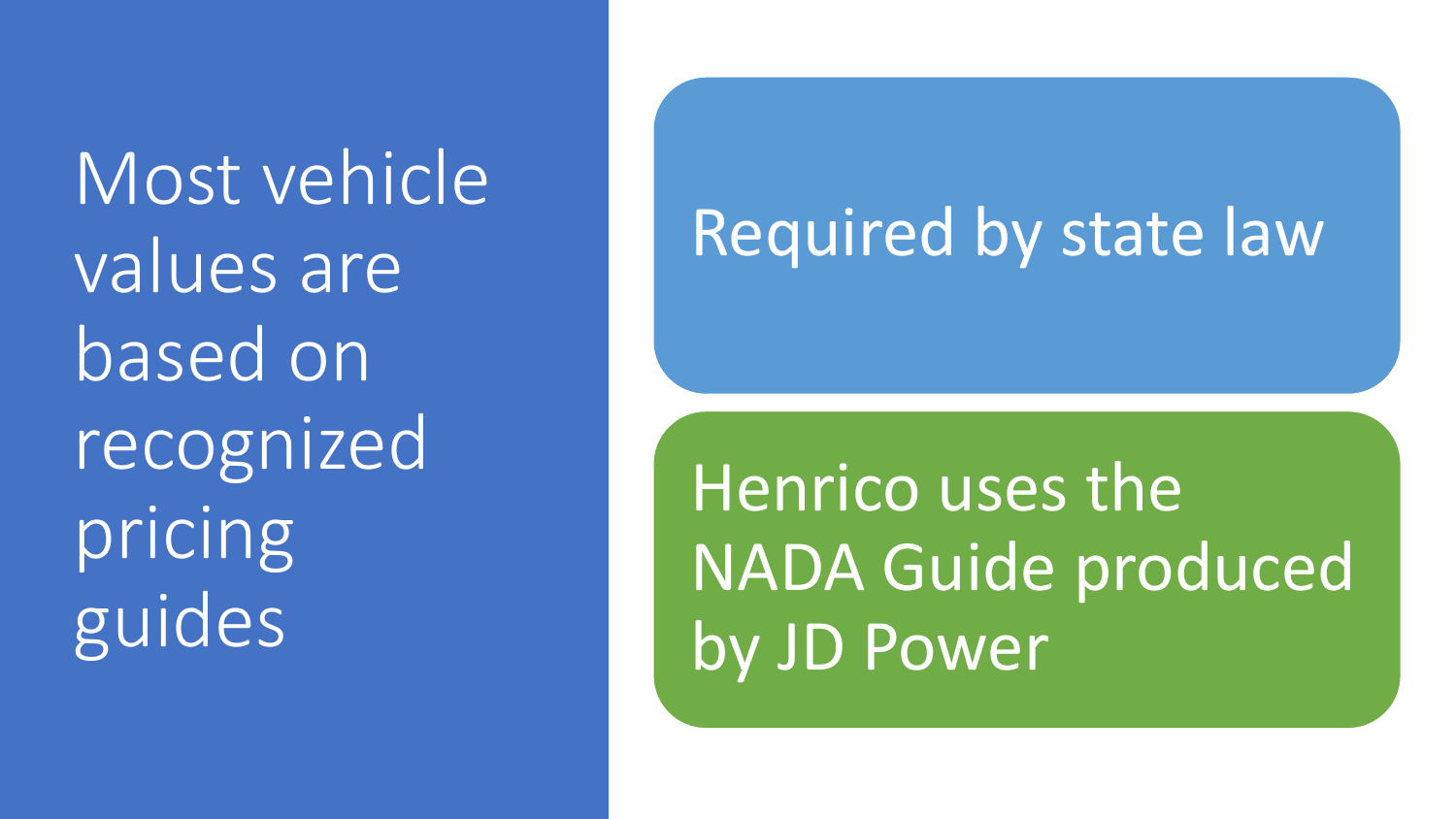# Most vehicle values are based on recognized pricing guides

- Required by state law
- Henrico uses the NADA Guide produced by JD Power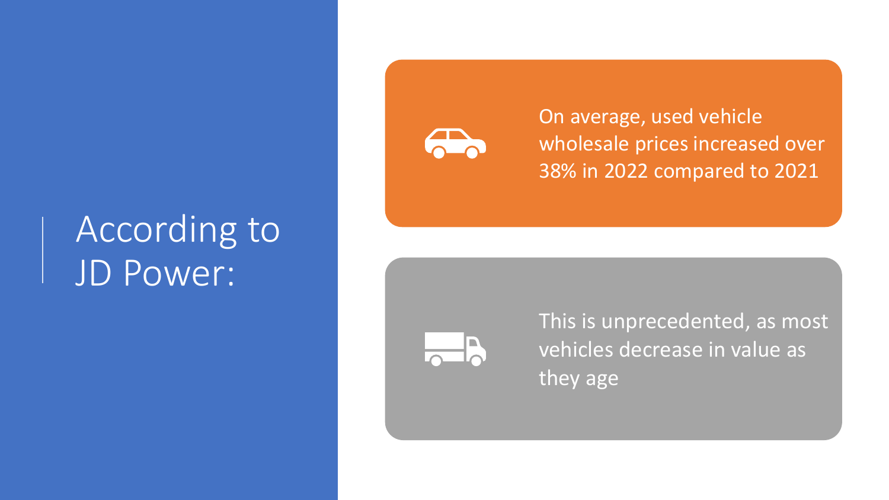# According to JD Power:

- On average, used vehicle wholesale prices increased over 38% in 2022 compared to 2021
- This is unprecedented, as most vehicles decrease in value as they age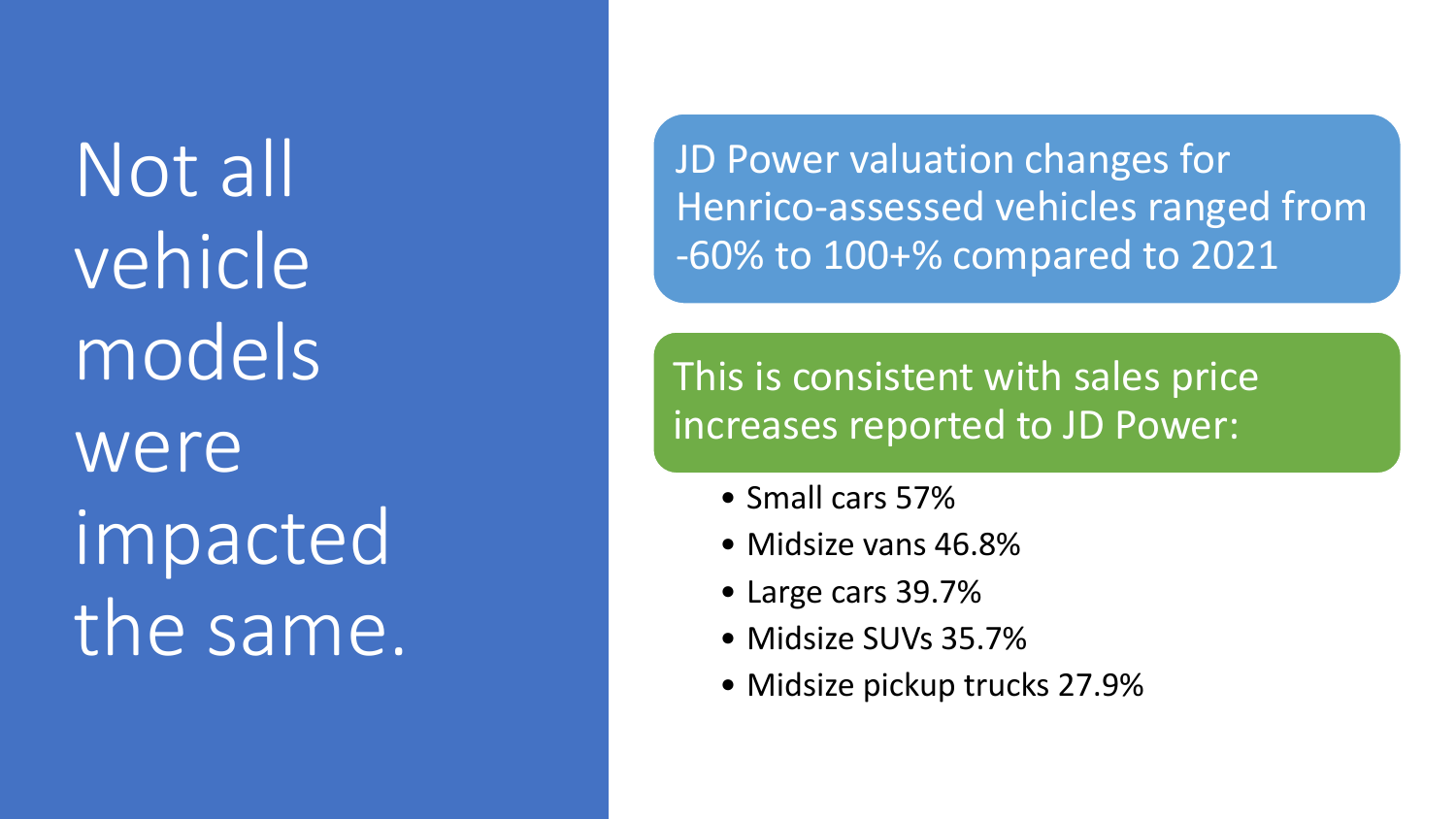# Not all vehicle models were impacted the same.

JD Power valuation changes for Henrico-assessed vehicles ranged from -60% to 100+% compared to 2021

This is consistent with sales price increases reported to JD Power:

- Small cars 57%
- Midsize vans 46.8%
- Large cars 39.7%
- Midsize SUVs 35.7%
- Midsize pickup trucks 27.9%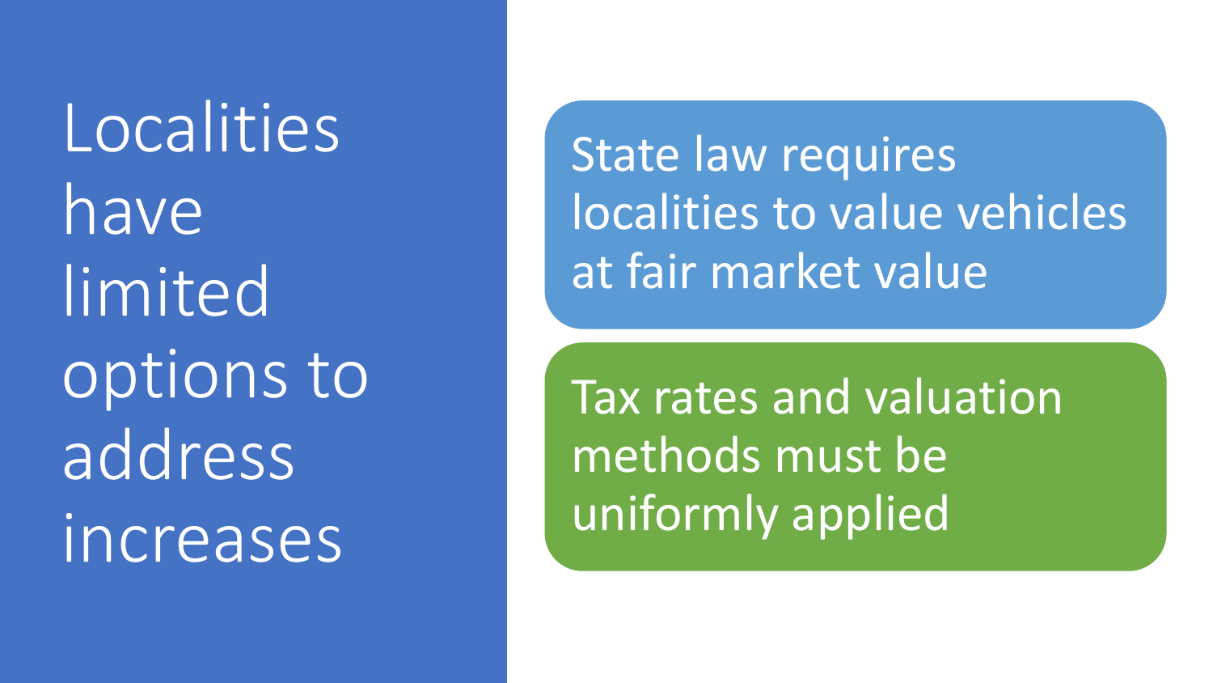# Localities have limited options to address increases

- State law requires localities to value vehicles at fair market value
- Tax rates and valuation methods must be uniformly applied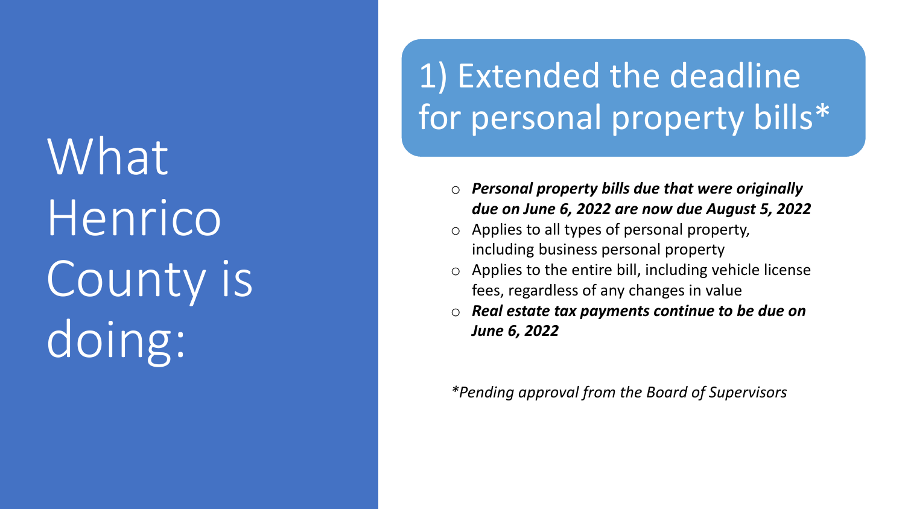# What Henrico County is doing:

## 1) Extended the deadline for personal property bills*

- ***Personal property bills due that were originally due on June 6, 2022 are now due August 5, 2022***
- Applies to all types of personal property, including business personal property
- Applies to the entire bill, including vehicle license fees, regardless of any changes in value
- ***Real estate tax payments continue to be due on June 6, 2022***

*\*Pending approval from the Board of Supervisors*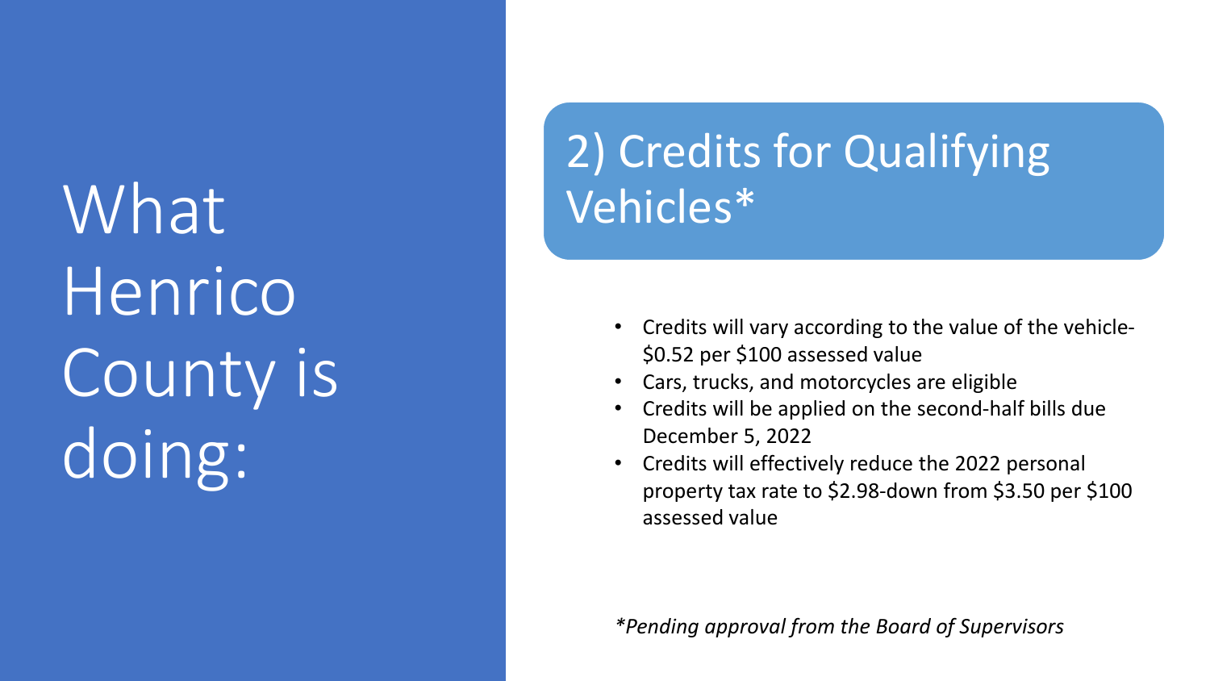# What Henrico County is doing:

## 2) Credits for Qualifying Vehicles*

- Credits will vary according to the value of the vehicle- $0.52 per $100 assessed value
- Cars, trucks, and motorcycles are eligible
- Credits will be applied on the second-half bills due December 5, 2022
- Credits will effectively reduce the 2022 personal property tax rate to $2.98-down from $3.50 per $100 assessed value

*\*Pending approval from the Board of Supervisors*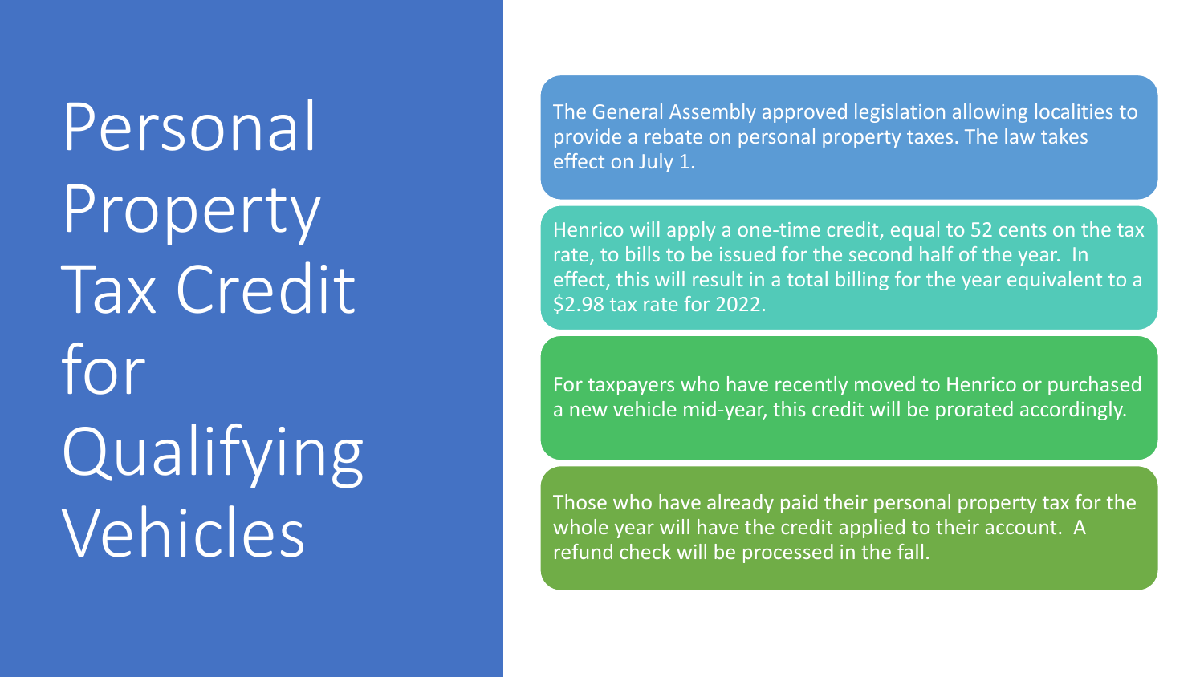# Personal Property Tax Credit for Qualifying Vehicles

The General Assembly approved legislation allowing localities to provide a rebate on personal property taxes. The law takes effect on July 1.

Henrico will apply a one-time credit, equal to 52 cents on the tax rate, to bills to be issued for the second half of the year. In effect, this will result in a total billing for the year equivalent to a $2.98 tax rate for 2022.

For taxpayers who have recently moved to Henrico or purchased a new vehicle mid-year, this credit will be prorated accordingly.

Those who have already paid their personal property tax for the whole year will have the credit applied to their account. A refund check will be processed in the fall.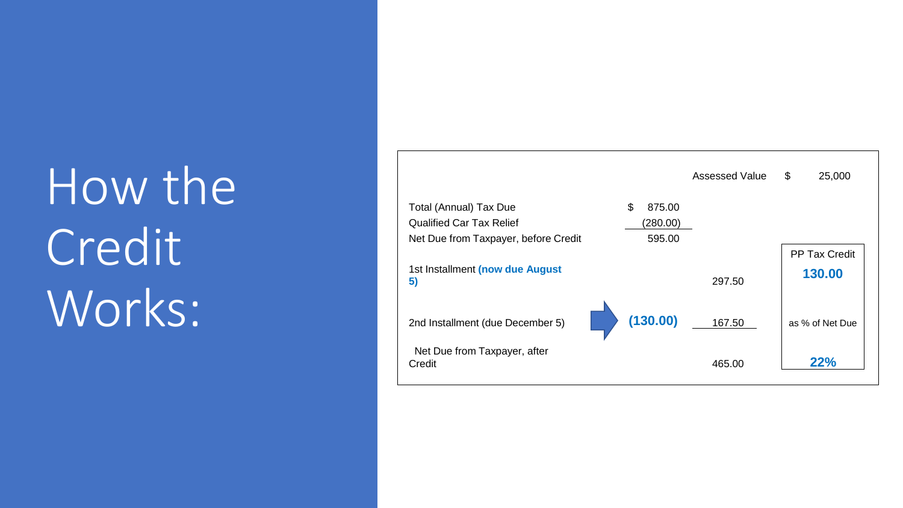# How the Credit Works:

| | | | | |
|---|---|---|---|---|
| | | Assessed Value | $ 25,000 | |
| Total (Annual) Tax Due | $ 875.00 | | | |
| Qualified Car Tax Relief | (280.00) | | | |
| Net Due from Taxpayer, before Credit | 595.00 | | | |
| 1st Installment **(now due August 5)** | | 297.50 | | |
| 2nd Installment (due December 5) | **(130.00)** | 167.50 | | |
| Net Due from Taxpayer, after Credit | | 465.00 | | |

| PP Tax Credit |
|---|
| **130.00** |
| as % of Net Due |
| **22%** |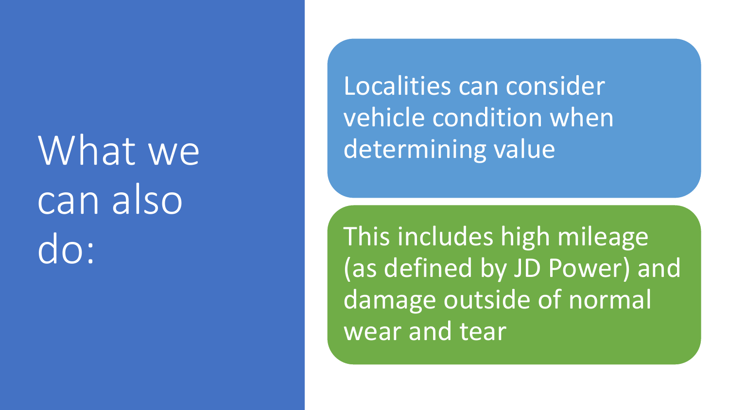# What we can also do:

Localities can consider vehicle condition when determining value

This includes high mileage (as defined by JD Power) and damage outside of normal wear and tear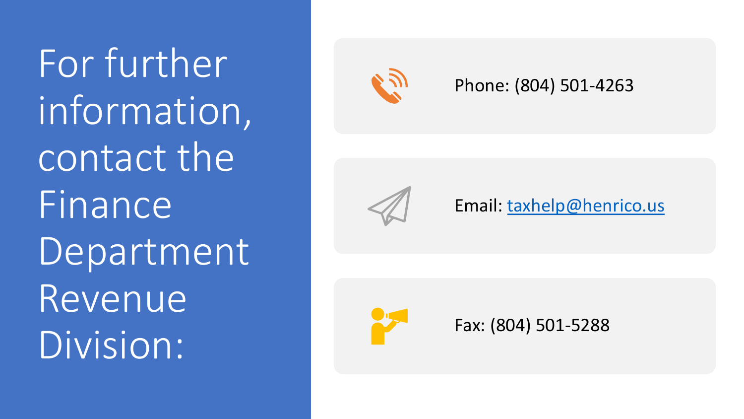# For further information, contact the Finance Department Revenue Division:

Phone: (804) 501-4263

Email: taxhelp@henrico.us

Fax: (804) 501-5288